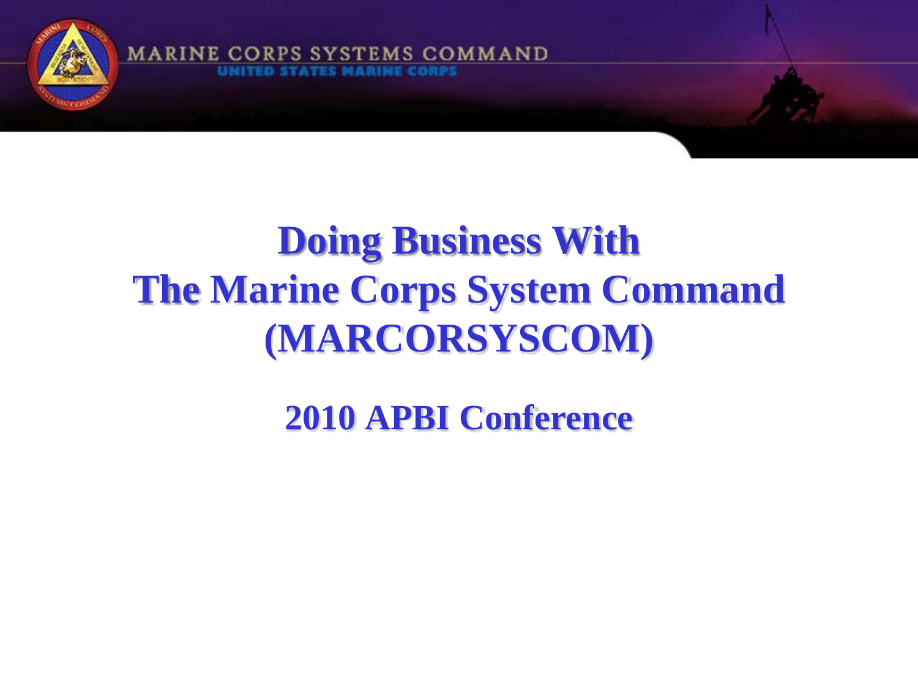MARINE CORPS SYSTEMS COMMAND

UNITED STATES MARINE CORPS

# Doing Business With The Marine Corps System Command (MARCORSYSCOM)

## 2010 APBI Conference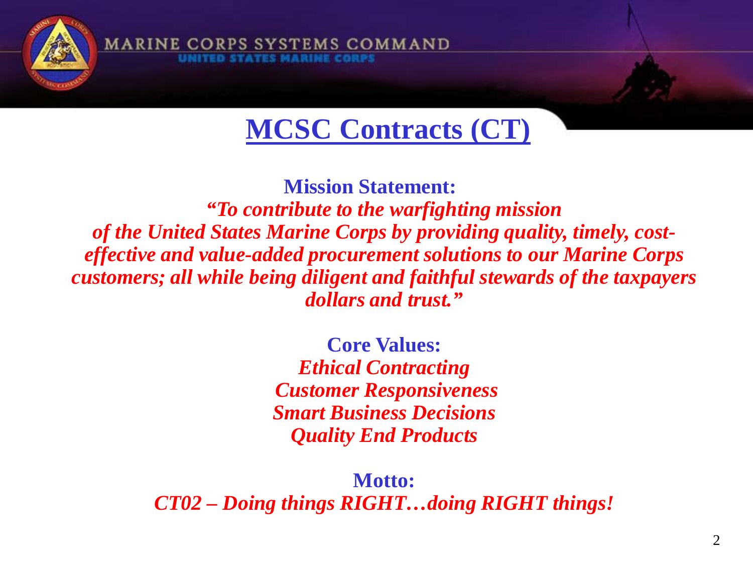# MCSC Contracts (CT)

**Mission Statement:**

***"To contribute to the warfighting mission of the United States Marine Corps by providing quality, timely, cost-effective and value-added procurement solutions to our Marine Corps customers; all while being diligent and faithful stewards of the taxpayers dollars and trust."***

**Core Values:**

***Ethical Contracting***
***Customer Responsiveness***
***Smart Business Decisions***
***Quality End Products***

**Motto:**

***CT02 – Doing things RIGHT…doing RIGHT things!***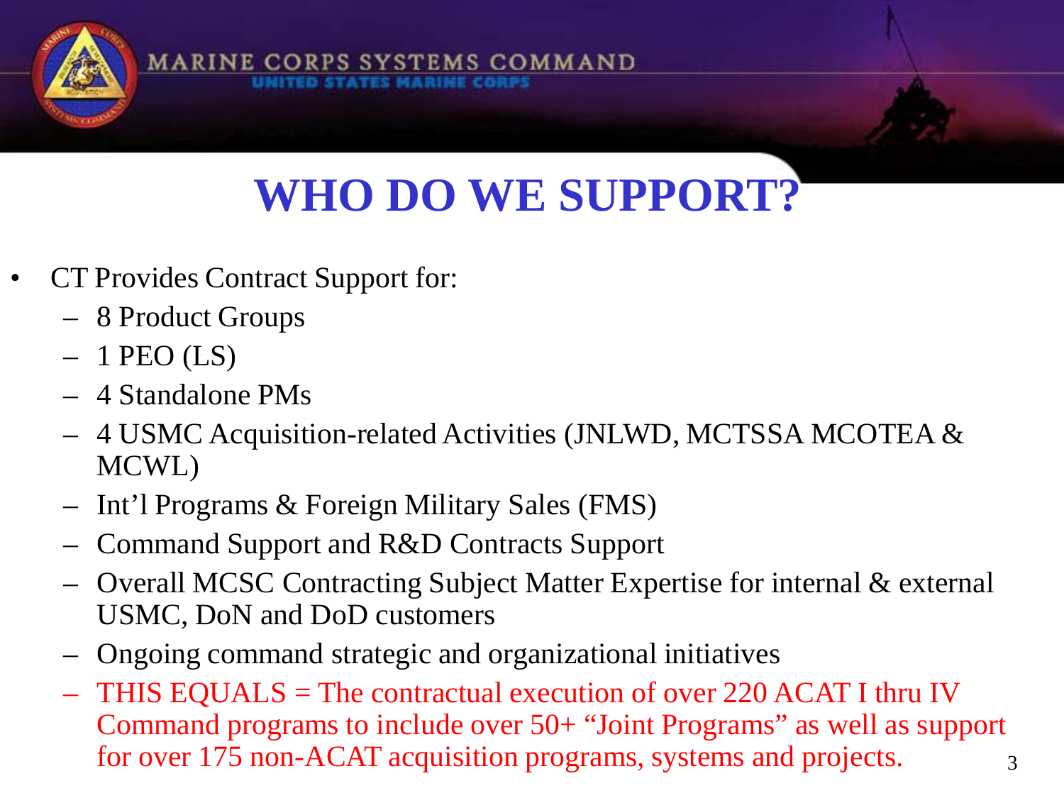# WHO DO WE SUPPORT?

- CT Provides Contract Support for:
  - 8 Product Groups
  - 1 PEO (LS)
  - 4 Standalone PMs
  - 4 USMC Acquisition-related Activities (JNLWD, MCTSSA MCOTEA & MCWL)
  - Int'l Programs & Foreign Military Sales (FMS)
  - Command Support and R&D Contracts Support
  - Overall MCSC Contracting Subject Matter Expertise for internal & external USMC, DoN and DoD customers
  - Ongoing command strategic and organizational initiatives
  - THIS EQUALS = The contractual execution of over 220 ACAT I thru IV Command programs to include over 50+ "Joint Programs" as well as support for over 175 non-ACAT acquisition programs, systems and projects.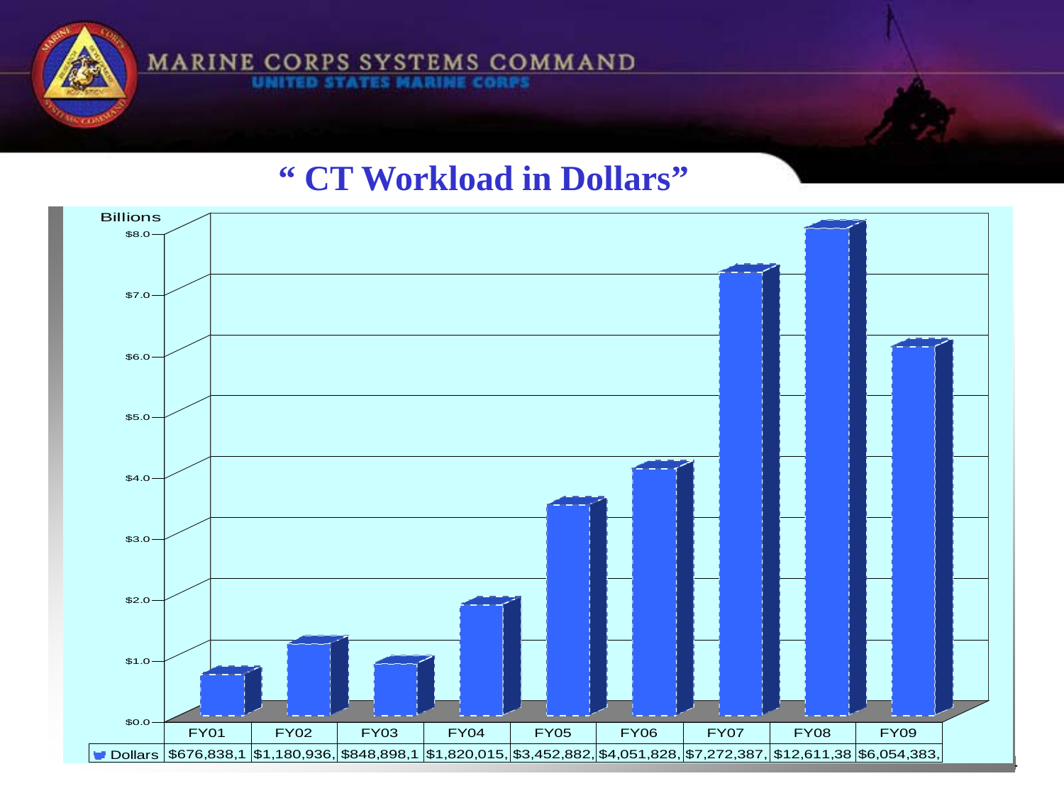# "CT Workload in Dollars"

Billions

| | FY01 | FY02 | FY03 | FY04 | FY05 | FY06 | FY07 | FY08 | FY09 |
|---|---|---|---|---|---|---|---|---|---|
| Dollars | $676,838,1 | $1,180,936, | $848,898,1 | $1,820,015, | $3,452,882, | $4,051,828, | $7,272,387, | $12,611,38 | $6,054,383, |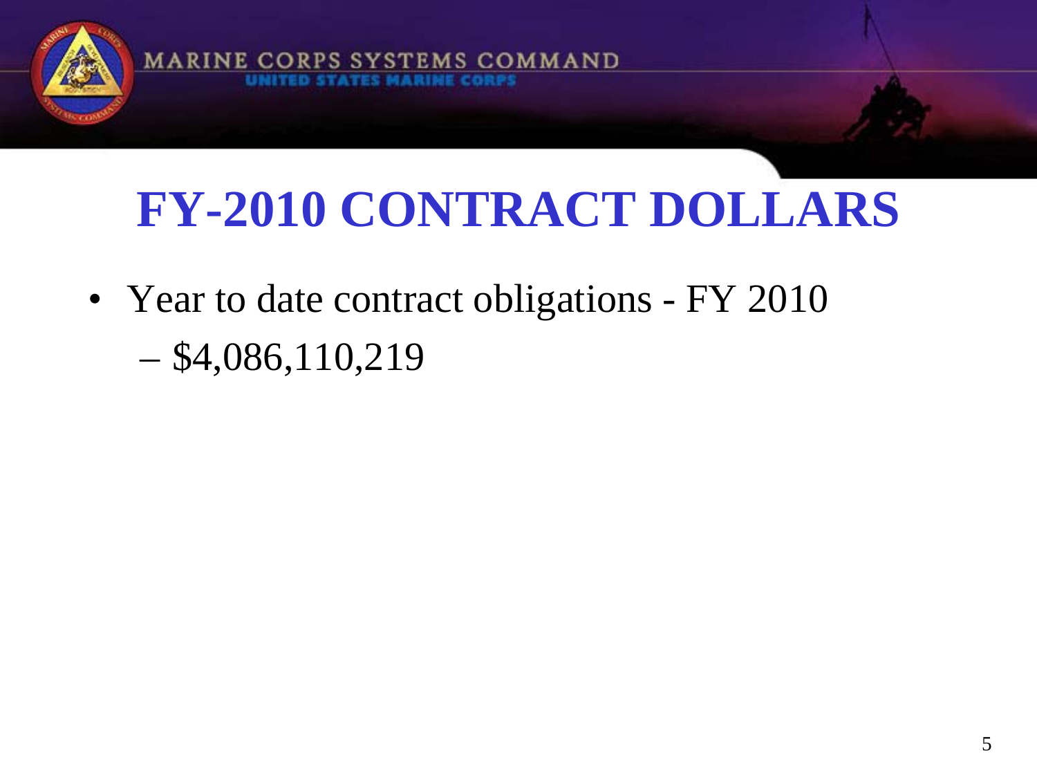# FY-2010 CONTRACT DOLLARS

- Year to date contract obligations - FY 2010
  - $4,086,110,219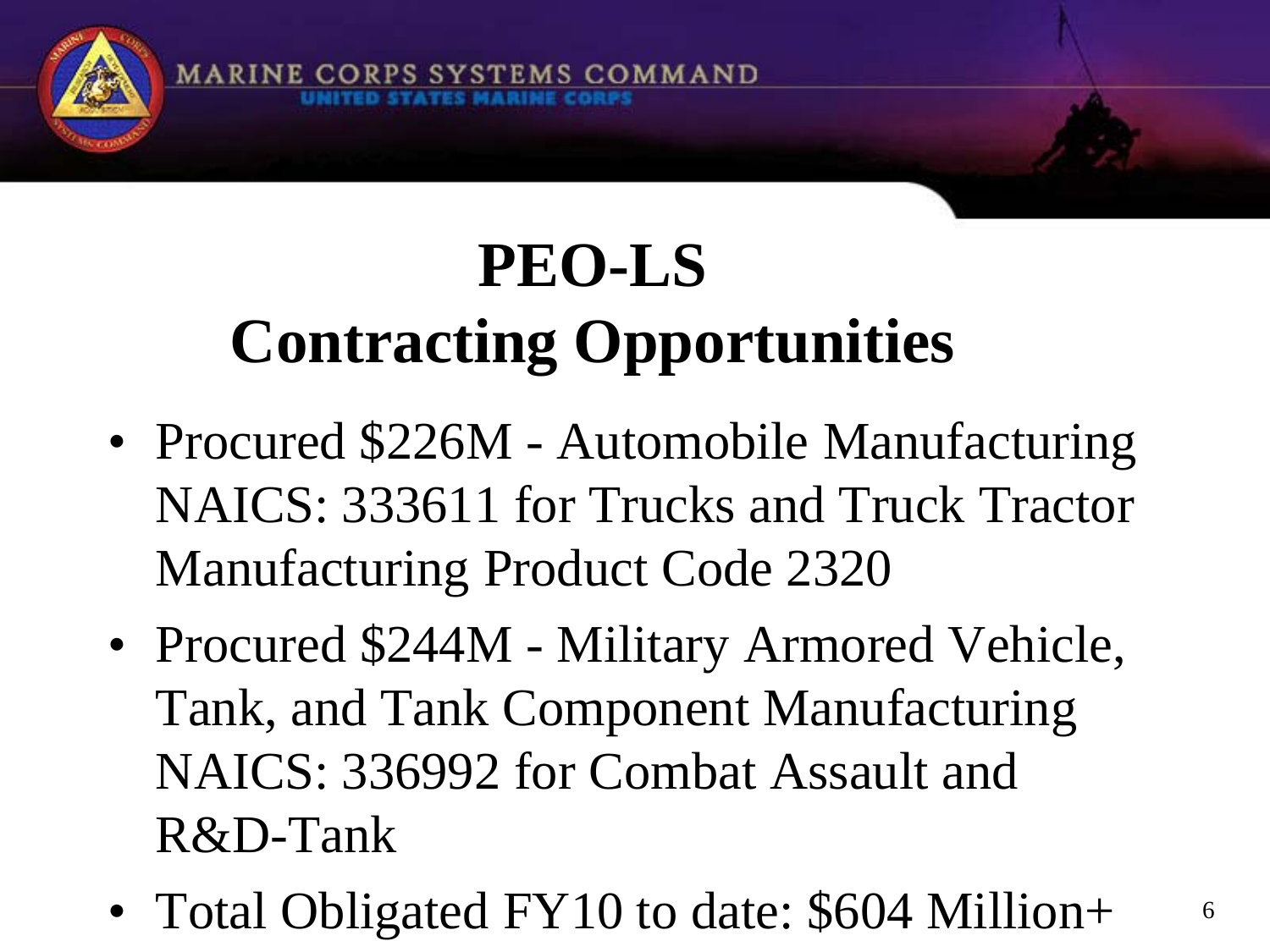# PEO-LS Contracting Opportunities

- Procured $226M - Automobile Manufacturing NAICS: 333611 for Trucks and Truck Tractor Manufacturing Product Code 2320
- Procured $244M - Military Armored Vehicle, Tank, and Tank Component Manufacturing NAICS: 336992 for Combat Assault and R&D-Tank
- Total Obligated FY10 to date: $604 Million+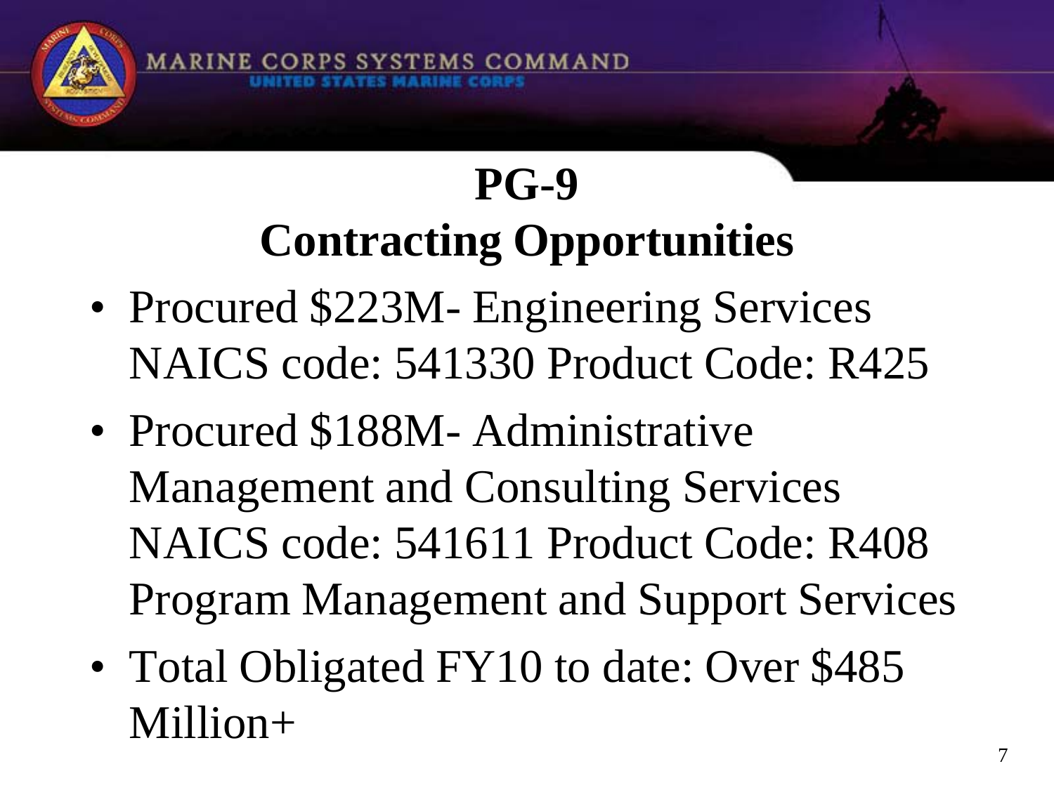# PG-9
## Contracting Opportunities

- Procured $223M- Engineering Services NAICS code: 541330 Product Code: R425
- Procured $188M- Administrative Management and Consulting Services NAICS code: 541611 Product Code: R408 Program Management and Support Services
- Total Obligated FY10 to date: Over $485 Million+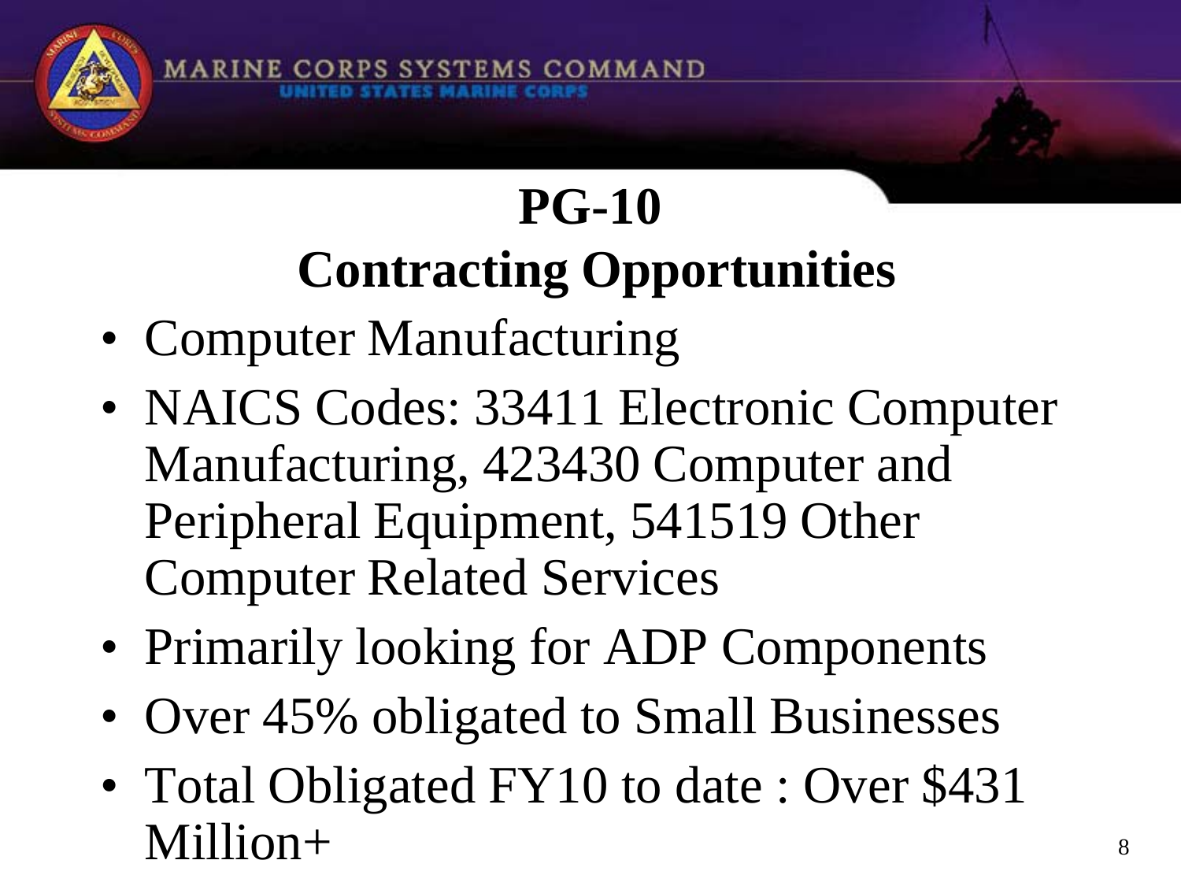# PG-10

## Contracting Opportunities

- Computer Manufacturing
- NAICS Codes: 33411 Electronic Computer Manufacturing, 423430 Computer and Peripheral Equipment, 541519 Other Computer Related Services
- Primarily looking for ADP Components
- Over 45% obligated to Small Businesses
- Total Obligated FY10 to date : Over $431 Million+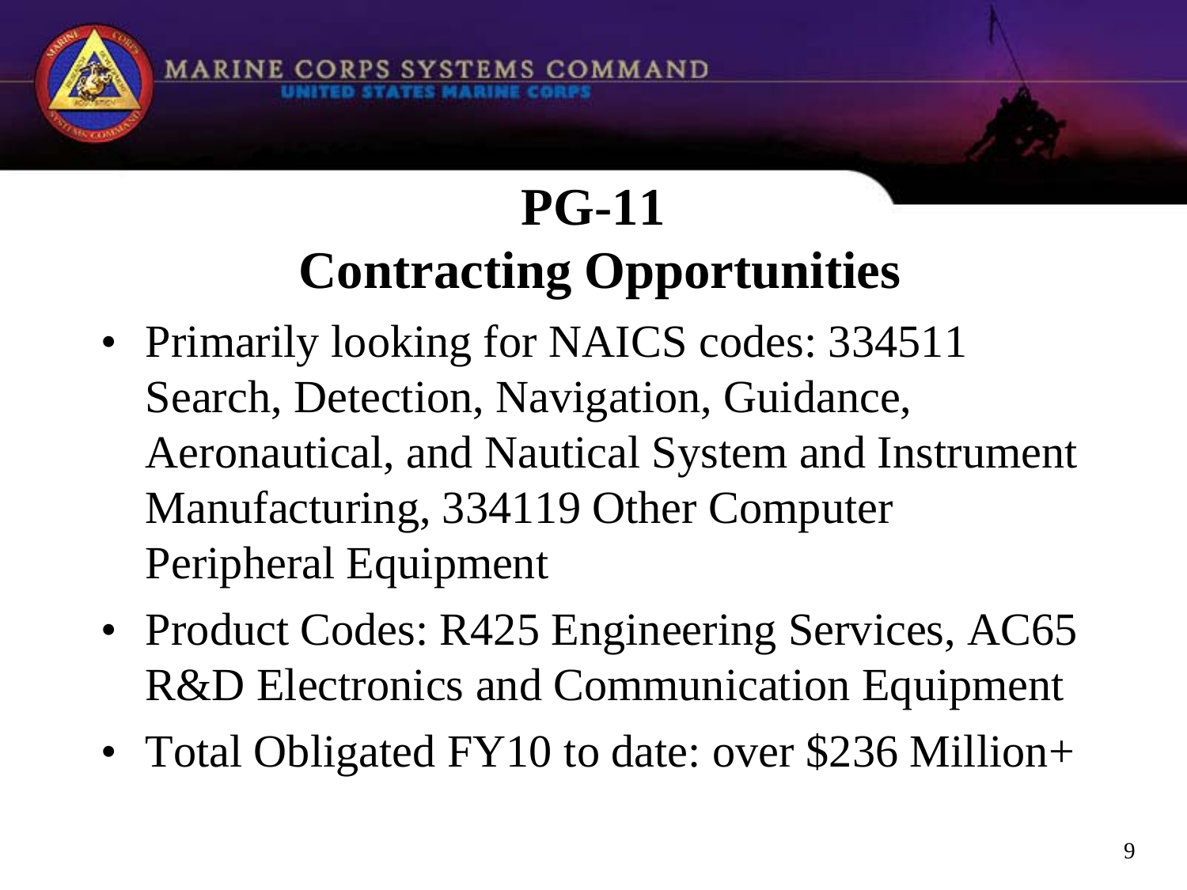# PG-11
## Contracting Opportunities

- Primarily looking for NAICS codes: 334511 Search, Detection, Navigation, Guidance, Aeronautical, and Nautical System and Instrument Manufacturing, 334119 Other Computer Peripheral Equipment
- Product Codes: R425 Engineering Services, AC65 R&D Electronics and Communication Equipment
- Total Obligated FY10 to date: over $236 Million+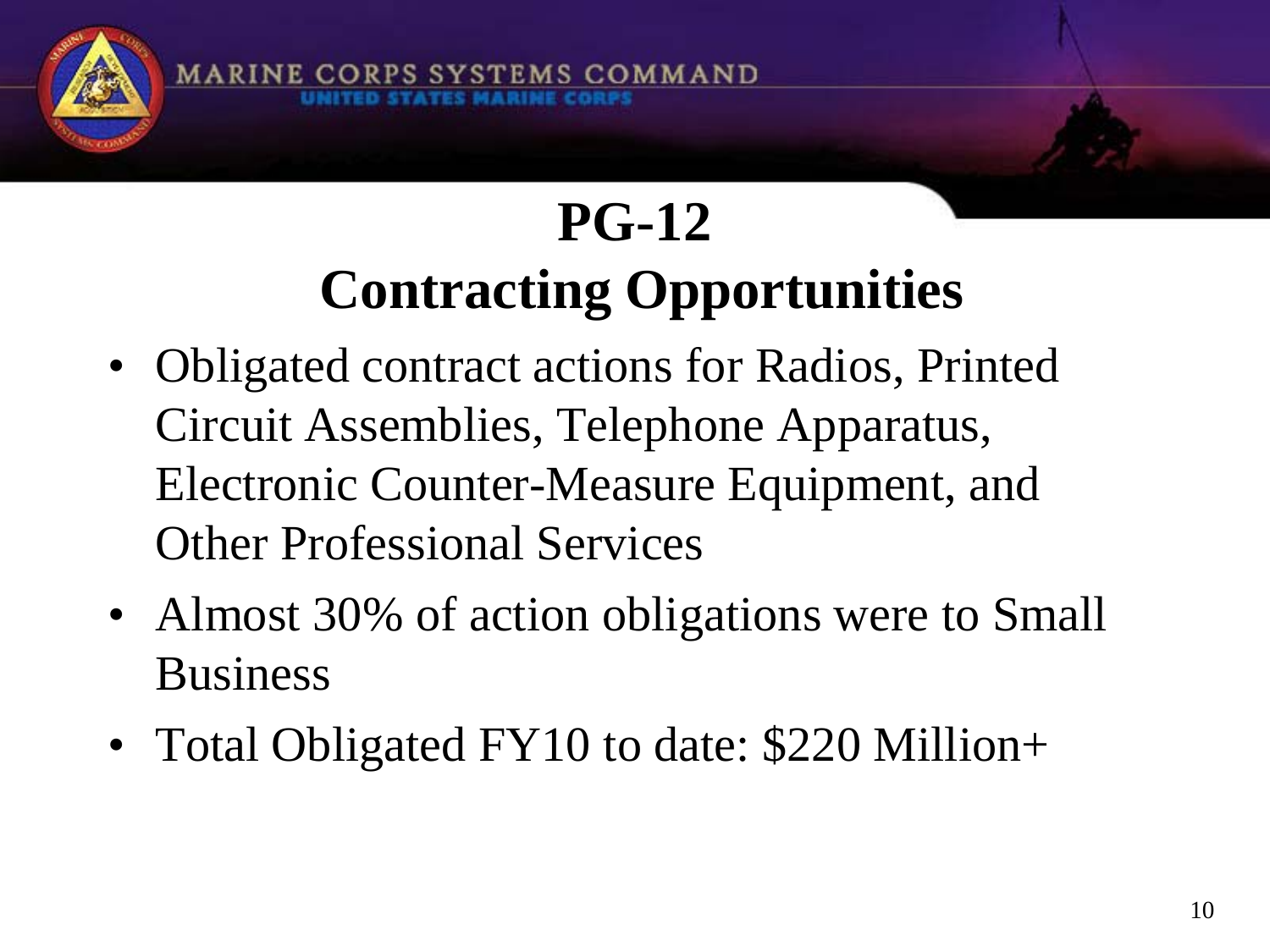# PG-12 Contracting Opportunities

- Obligated contract actions for Radios, Printed Circuit Assemblies, Telephone Apparatus, Electronic Counter-Measure Equipment, and Other Professional Services
- Almost 30% of action obligations were to Small Business
- Total Obligated FY10 to date: $220 Million+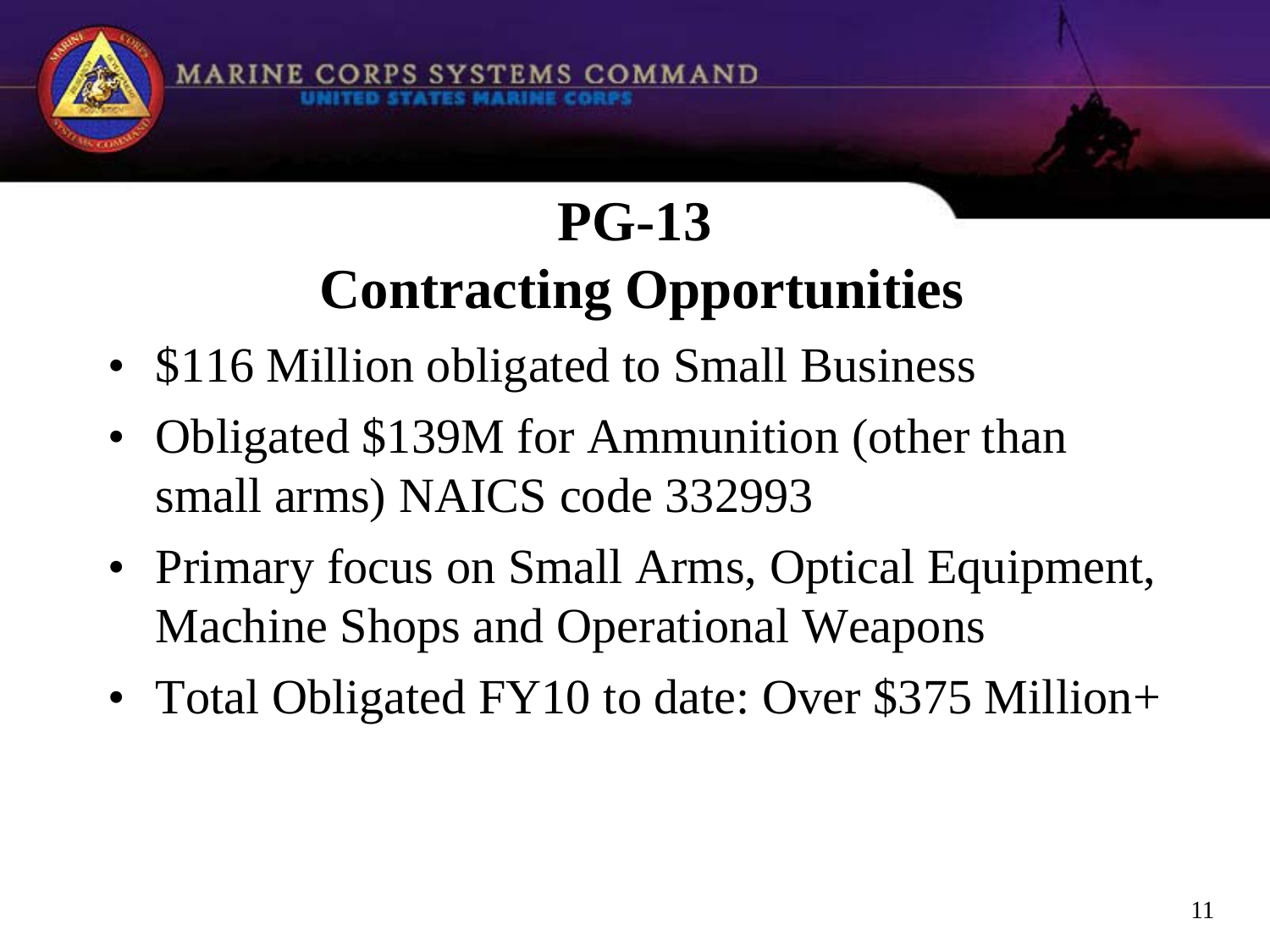# PG-13
## Contracting Opportunities

- $116 Million obligated to Small Business
- Obligated $139M for Ammunition (other than small arms) NAICS code 332993
- Primary focus on Small Arms, Optical Equipment, Machine Shops and Operational Weapons
- Total Obligated FY10 to date: Over $375 Million+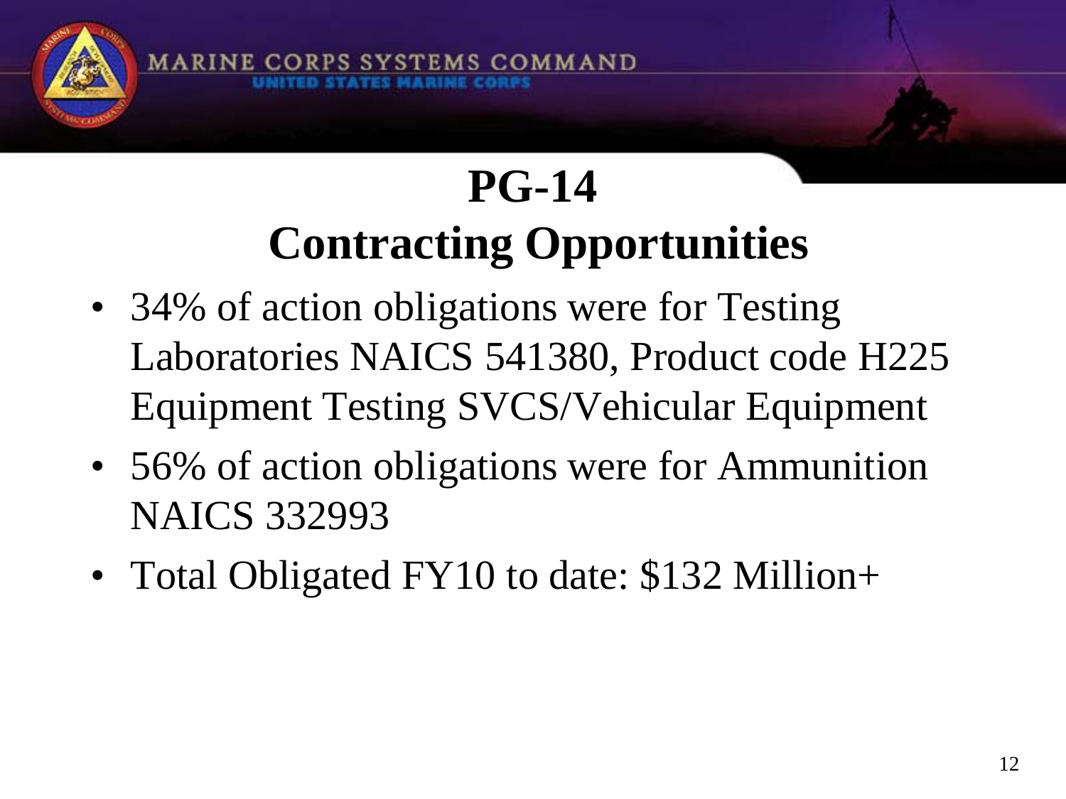# PG-14
## Contracting Opportunities

- 34% of action obligations were for Testing Laboratories NAICS 541380, Product code H225 Equipment Testing SVCS/Vehicular Equipment
- 56% of action obligations were for Ammunition NAICS 332993
- Total Obligated FY10 to date: $132 Million+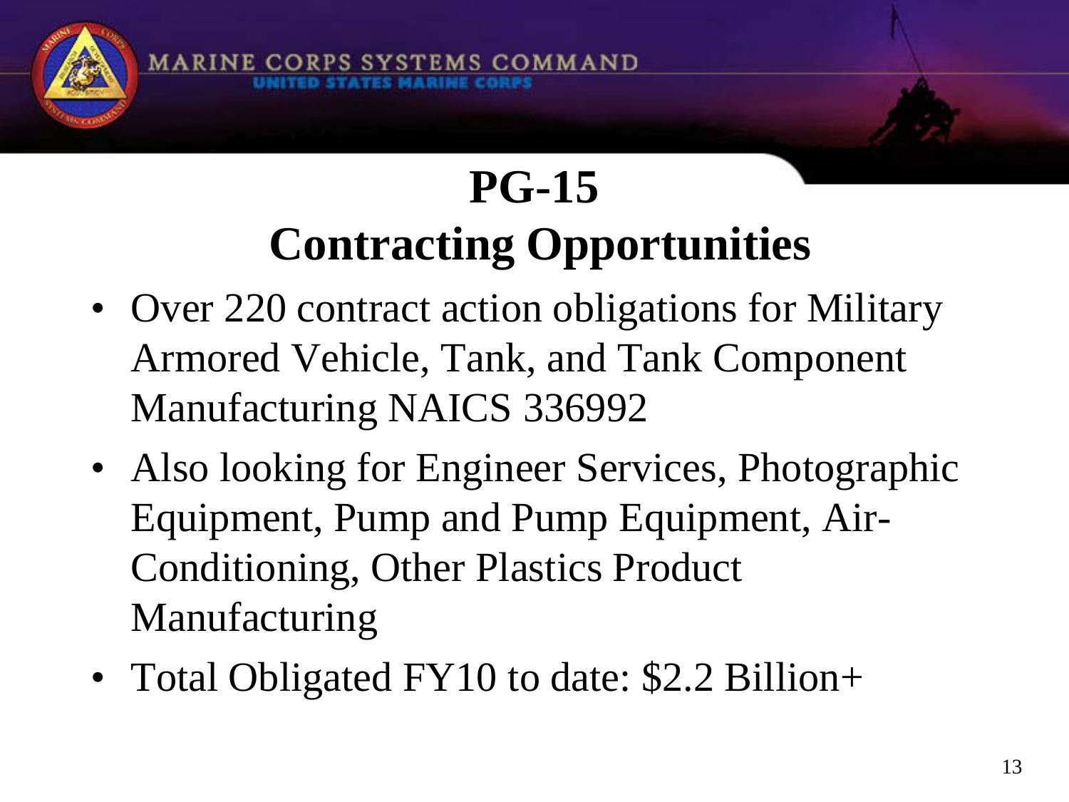# PG-15
## Contracting Opportunities

- Over 220 contract action obligations for Military Armored Vehicle, Tank, and Tank Component Manufacturing NAICS 336992
- Also looking for Engineer Services, Photographic Equipment, Pump and Pump Equipment, Air-Conditioning, Other Plastics Product Manufacturing
- Total Obligated FY10 to date: $2.2 Billion+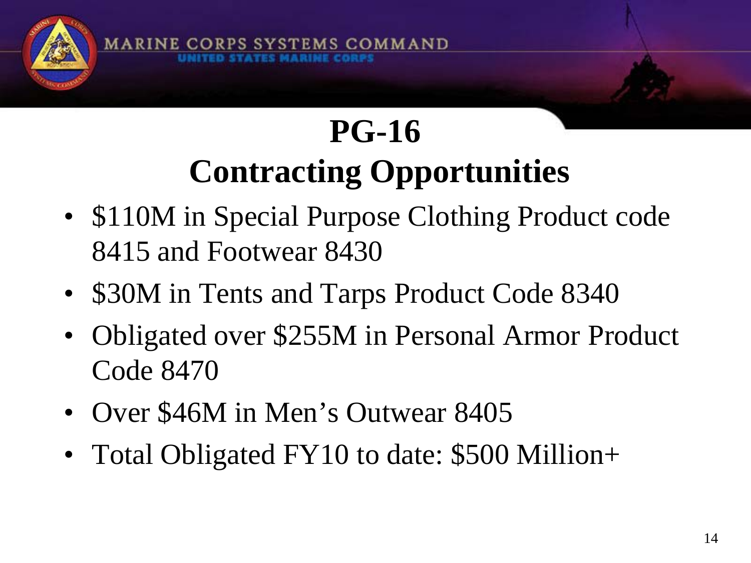# PG-16
## Contracting Opportunities

- $110M in Special Purpose Clothing Product code 8415 and Footwear 8430
- $30M in Tents and Tarps Product Code 8340
- Obligated over $255M in Personal Armor Product Code 8470
- Over $46M in Men's Outwear 8405
- Total Obligated FY10 to date: $500 Million+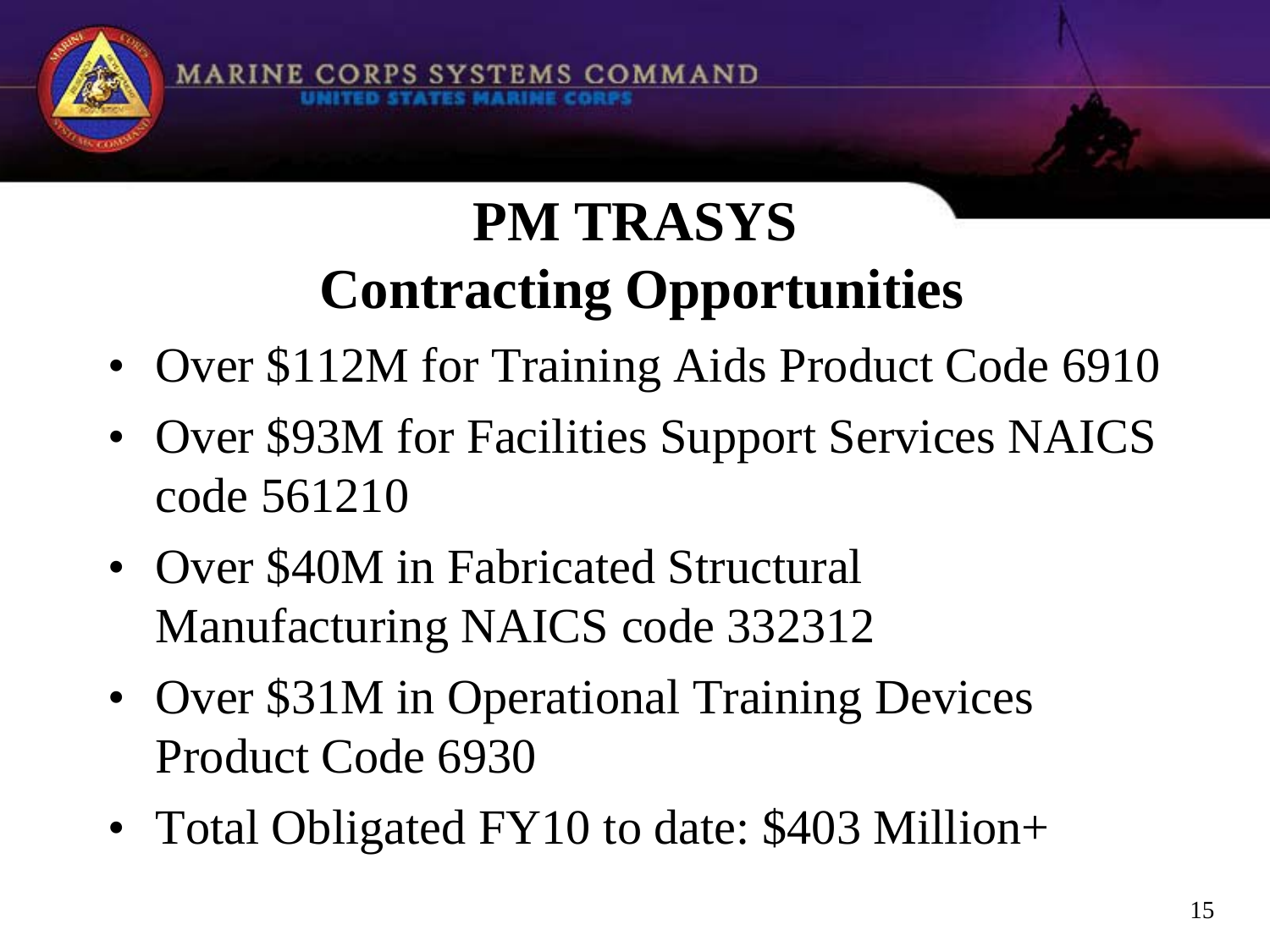# PM TRASYS
# Contracting Opportunities

- Over $112M for Training Aids Product Code 6910
- Over $93M for Facilities Support Services NAICS code 561210
- Over $40M in Fabricated Structural Manufacturing NAICS code 332312
- Over $31M in Operational Training Devices Product Code 6930
- Total Obligated FY10 to date: $403 Million+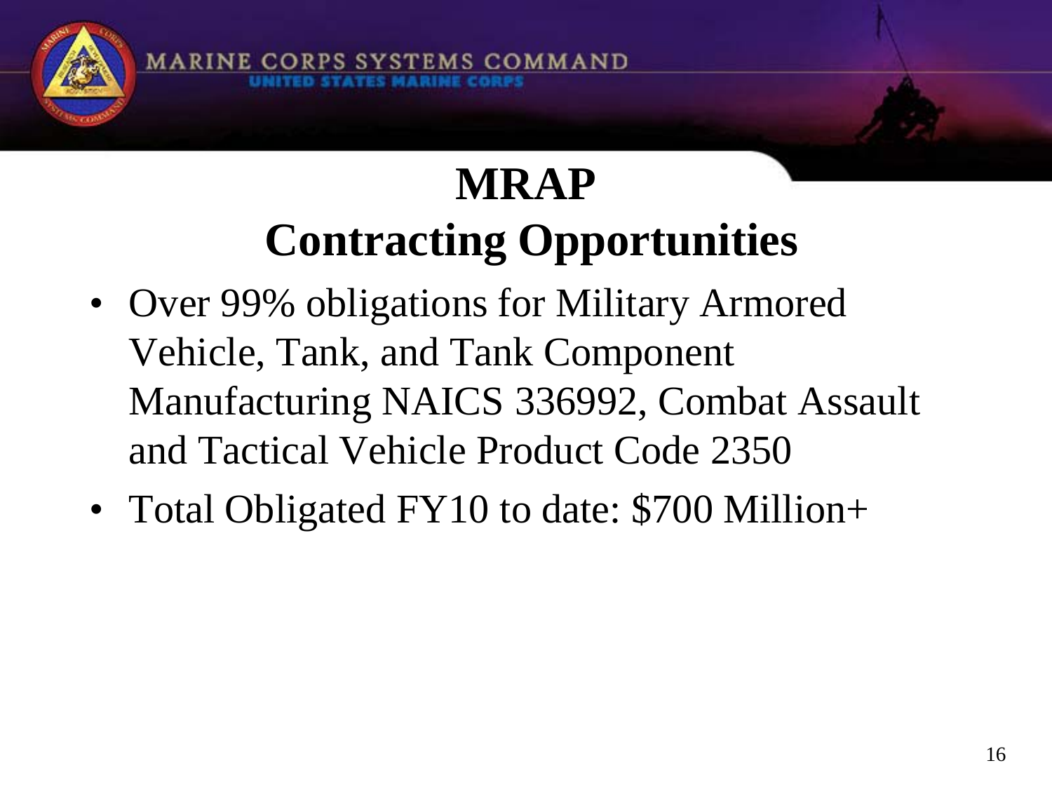# MRAP Contracting Opportunities

- Over 99% obligations for Military Armored Vehicle, Tank, and Tank Component Manufacturing NAICS 336992, Combat Assault and Tactical Vehicle Product Code 2350
- Total Obligated FY10 to date: $700 Million+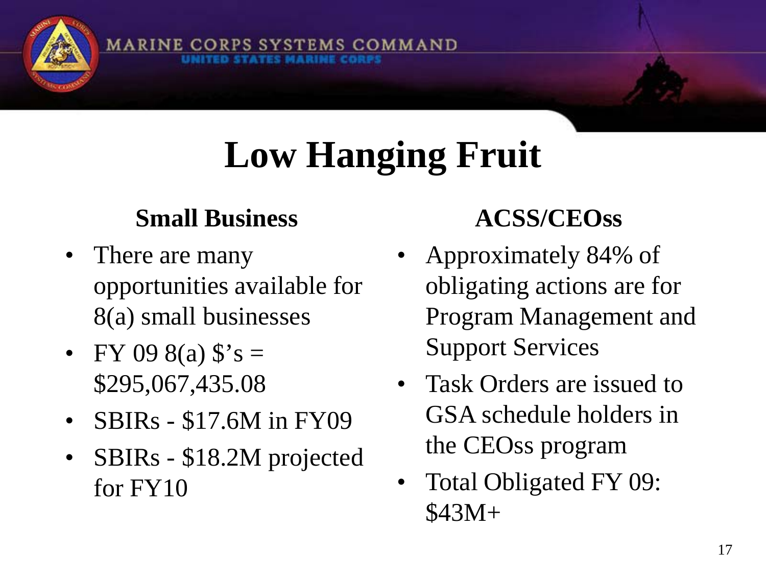# Low Hanging Fruit

## Small Business

- There are many opportunities available for 8(a) small businesses
- FY 09 8(a) $'s = $295,067,435.08
- SBIRs - $17.6M in FY09
- SBIRs - $18.2M projected for FY10

## ACSS/CEOss

- Approximately 84% of obligating actions are for Program Management and Support Services
- Task Orders are issued to GSA schedule holders in the CEOss program
- Total Obligated FY 09: $43M+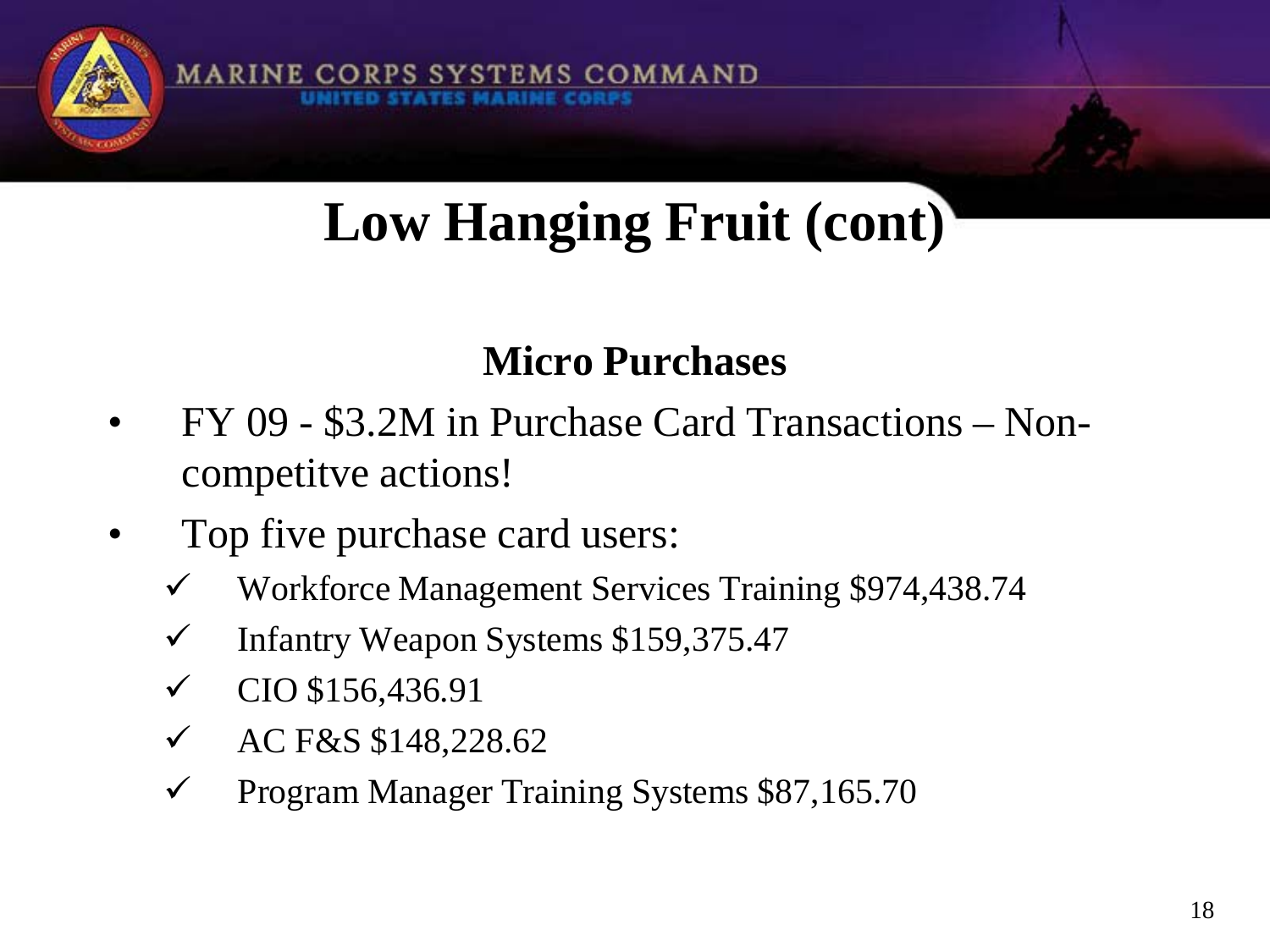# Low Hanging Fruit (cont)

## Micro Purchases

- FY 09 - $3.2M in Purchase Card Transactions – Non-competitve actions!
- Top five purchase card users:
  - ✓ Workforce Management Services Training $974,438.74
  - ✓ Infantry Weapon Systems $159,375.47
  - ✓ CIO $156,436.91
  - ✓ AC F&S $148,228.62
  - ✓ Program Manager Training Systems $87,165.70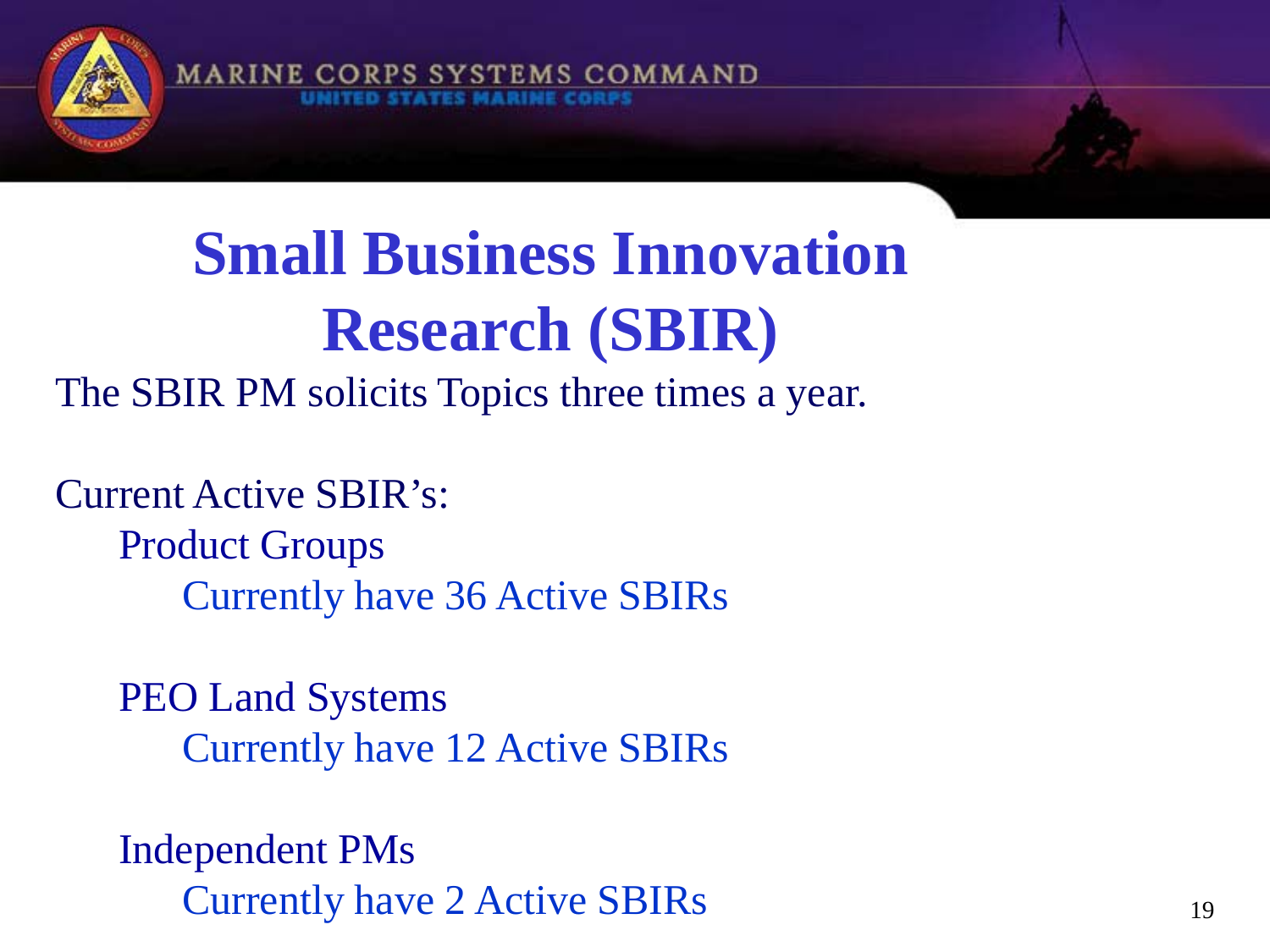# Small Business Innovation Research (SBIR)

The SBIR PM solicits Topics three times a year.

Current Active SBIR's:

- Product Groups
  - Currently have 36 Active SBIRs
- PEO Land Systems
  - Currently have 12 Active SBIRs
- Independent PMs
  - Currently have 2 Active SBIRs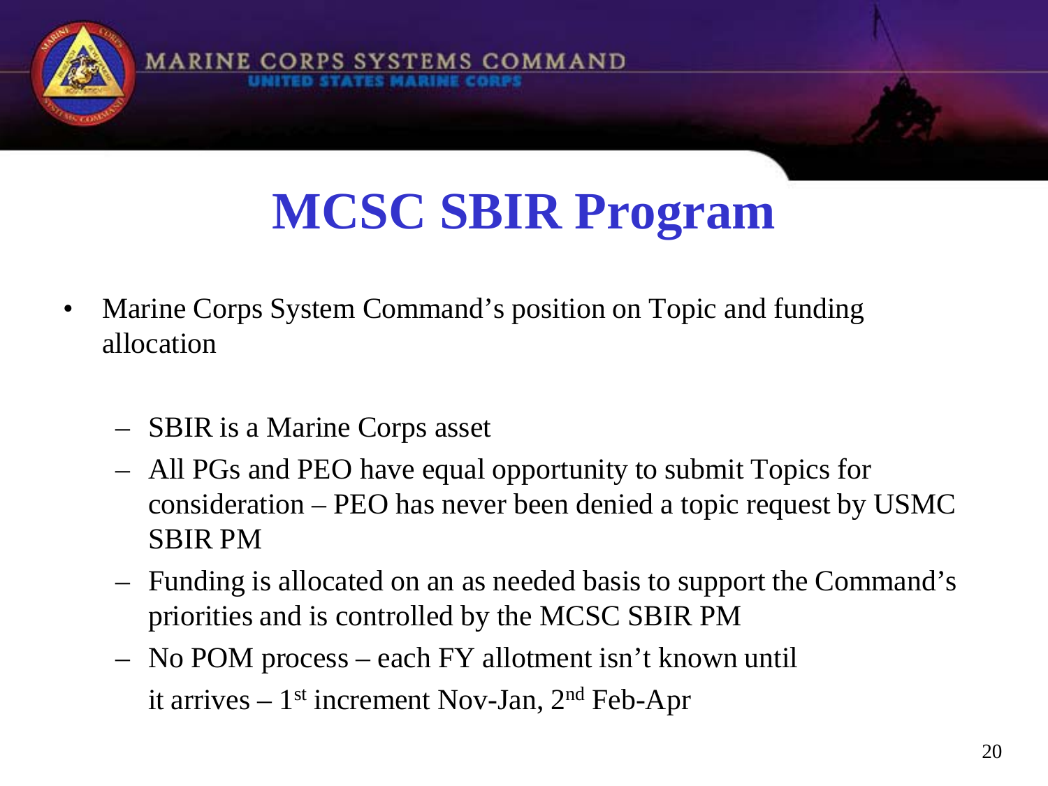# MCSC SBIR Program

- Marine Corps System Command's position on Topic and funding allocation
  - SBIR is a Marine Corps asset
  - All PGs and PEO have equal opportunity to submit Topics for consideration – PEO has never been denied a topic request by USMC SBIR PM
  - Funding is allocated on an as needed basis to support the Command's priorities and is controlled by the MCSC SBIR PM
  - No POM process – each FY allotment isn't known until it arrives – 1st increment Nov-Jan, 2nd Feb-Apr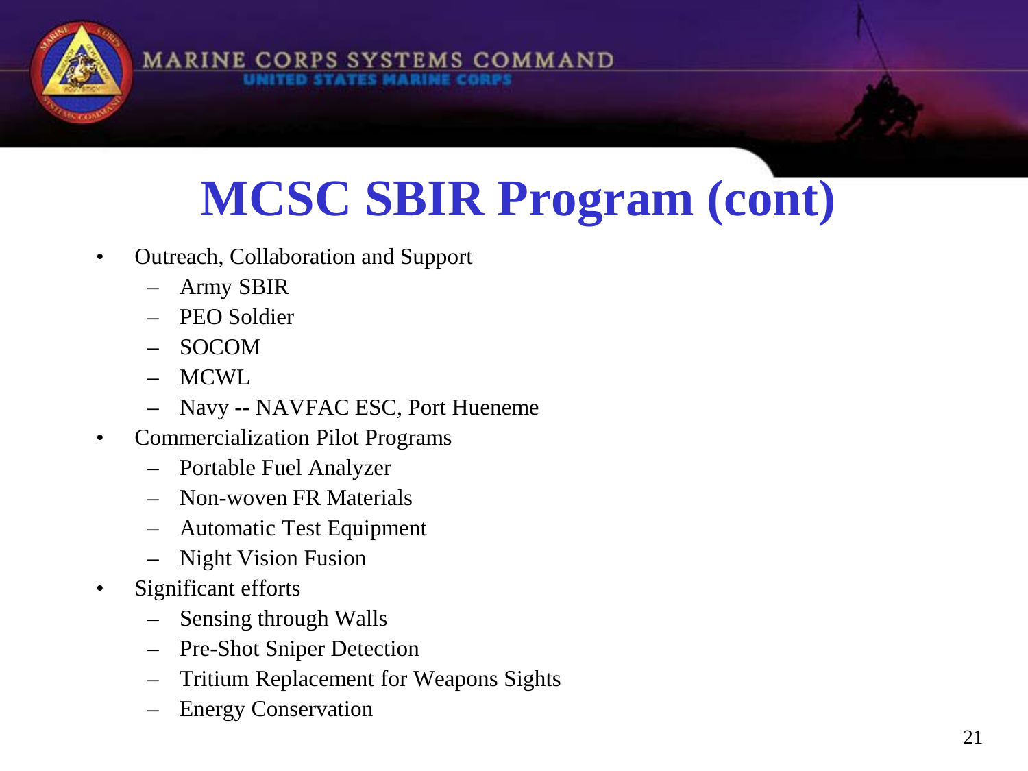# MCSC SBIR Program (cont)

- Outreach, Collaboration and Support
  - Army SBIR
  - PEO Soldier
  - SOCOM
  - MCWL
  - Navy -- NAVFAC ESC, Port Hueneme
- Commercialization Pilot Programs
  - Portable Fuel Analyzer
  - Non-woven FR Materials
  - Automatic Test Equipment
  - Night Vision Fusion
- Significant efforts
  - Sensing through Walls
  - Pre-Shot Sniper Detection
  - Tritium Replacement for Weapons Sights
  - Energy Conservation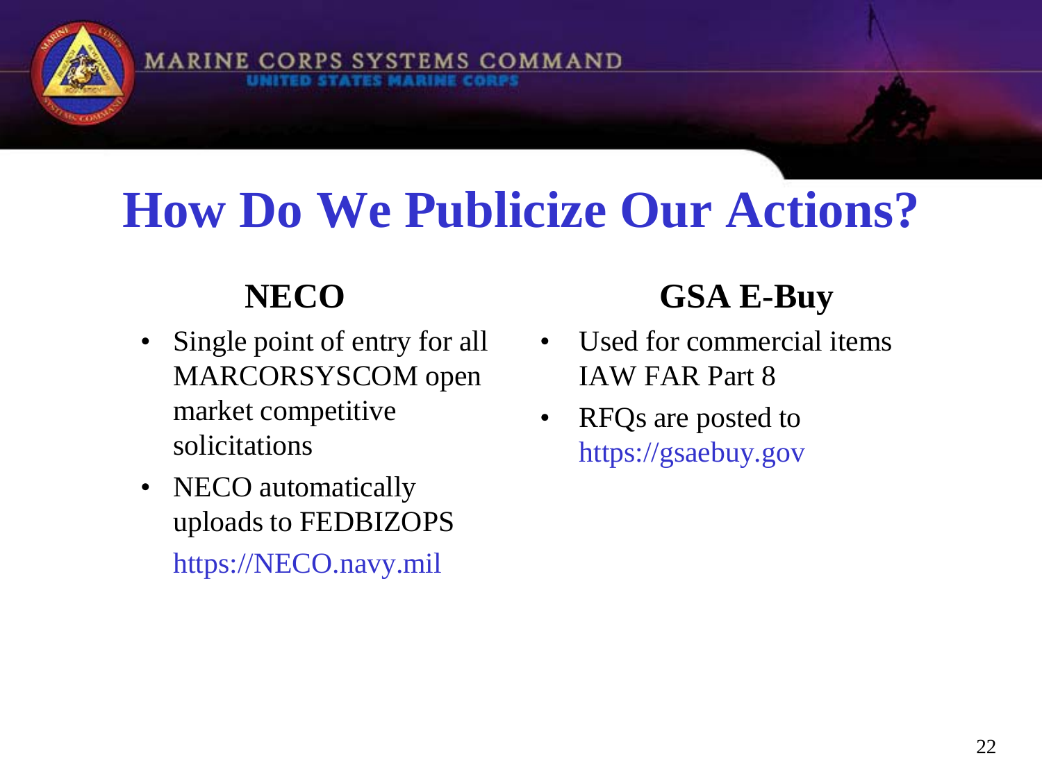# How Do We Publicize Our Actions?

## NECO

- Single point of entry for all MARCORSYSCOM open market competitive solicitations
- NECO automatically uploads to FEDBIZOPS

  https://NECO.navy.mil

## GSA E-Buy

- Used for commercial items IAW FAR Part 8
- RFQs are posted to https://gsaebuy.gov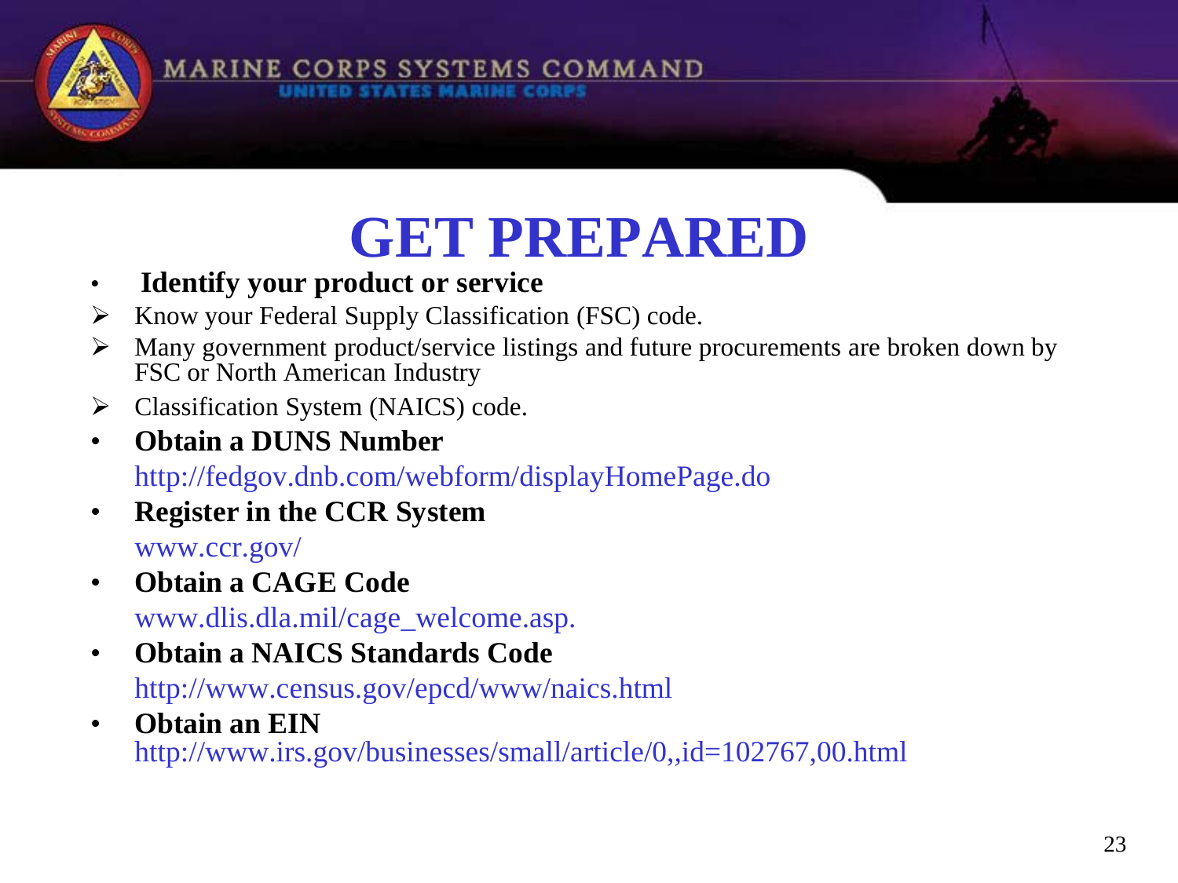# GET PREPARED

- **Identify your product or service**
  - Know your Federal Supply Classification (FSC) code.
  - Many government product/service listings and future procurements are broken down by FSC or North American Industry
  - Classification System (NAICS) code.
- **Obtain a DUNS Number**
  http://fedgov.dnb.com/webform/displayHomePage.do
- **Register in the CCR System**
  www.ccr.gov/
- **Obtain a CAGE Code**
  www.dlis.dla.mil/cage_welcome.asp.
- **Obtain a NAICS Standards Code**
  http://www.census.gov/epcd/www/naics.html
- **Obtain an EIN**
  http://www.irs.gov/businesses/small/article/0,,id=102767,00.html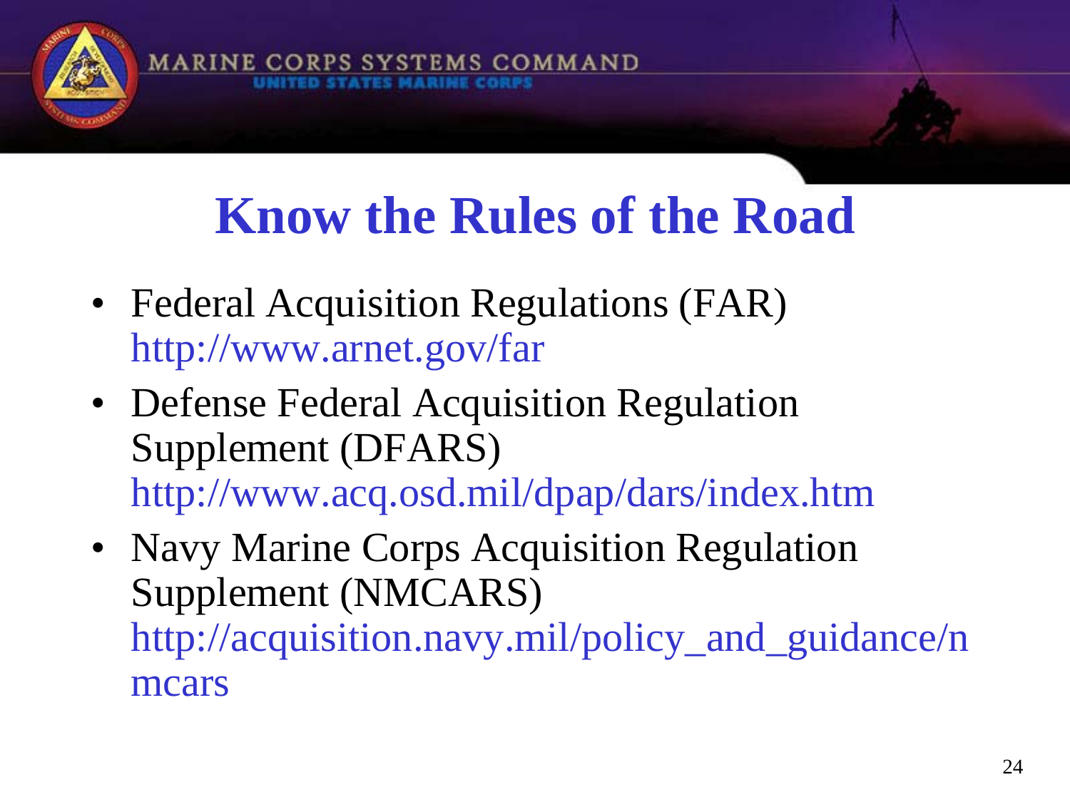# Know the Rules of the Road

- Federal Acquisition Regulations (FAR)
  http://www.arnet.gov/far
- Defense Federal Acquisition Regulation Supplement (DFARS)
  http://www.acq.osd.mil/dpap/dars/index.htm
- Navy Marine Corps Acquisition Regulation Supplement (NMCARS)
  http://acquisition.navy.mil/policy_and_guidance/nmcars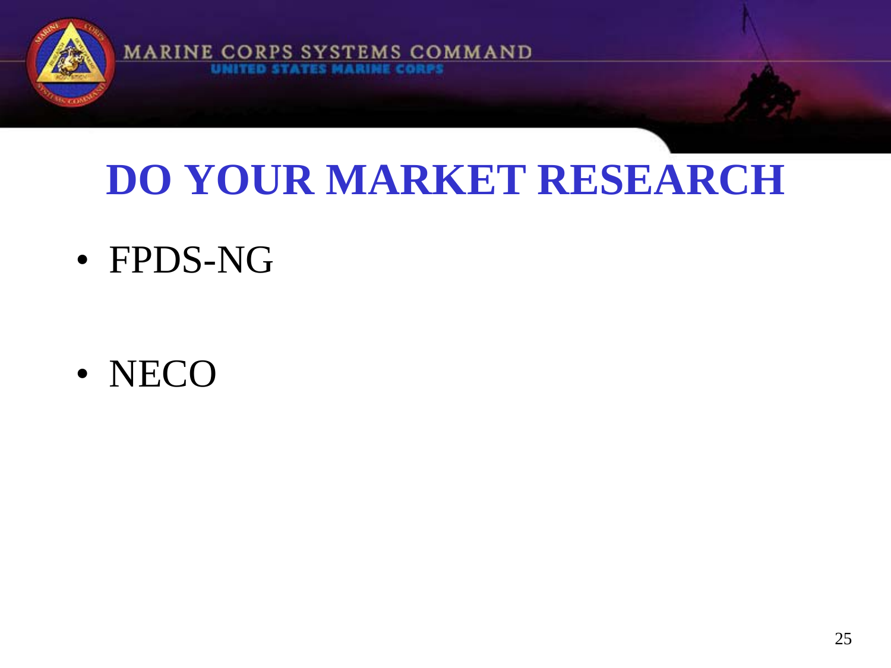# DO YOUR MARKET RESEARCH

- FPDS-NG
- NECO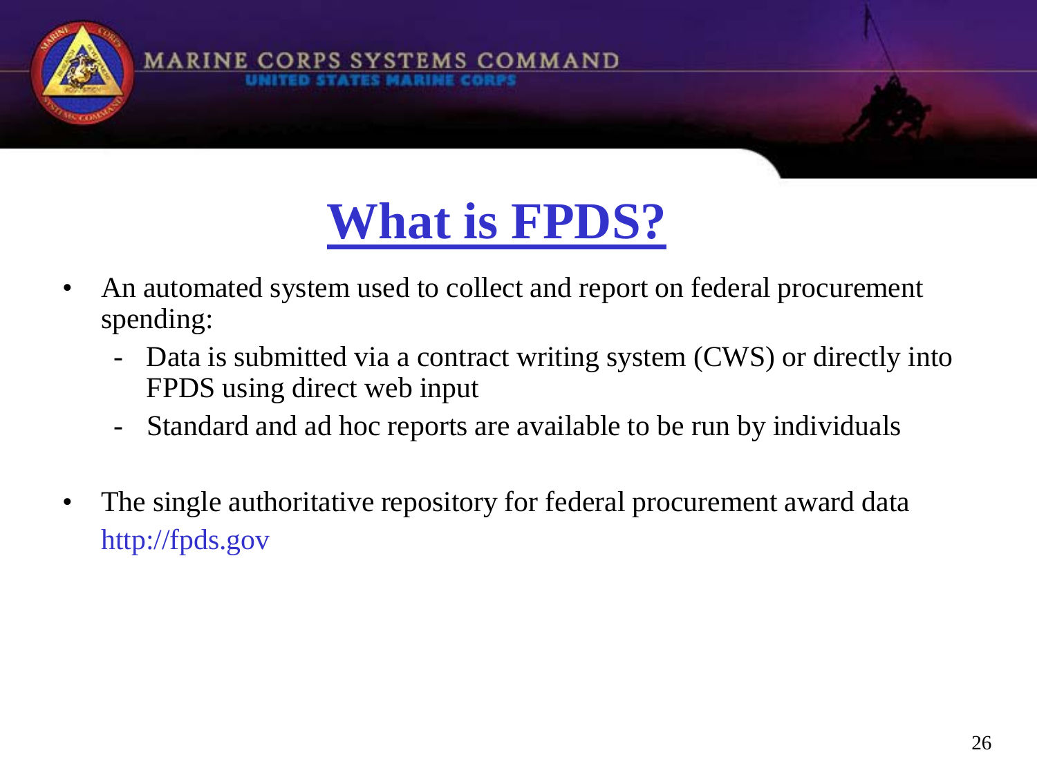# What is FPDS?

- An automated system used to collect and report on federal procurement spending:
  - Data is submitted via a contract writing system (CWS) or directly into FPDS using direct web input
  - Standard and ad hoc reports are available to be run by individuals

- The single authoritative repository for federal procurement award data
  http://fpds.gov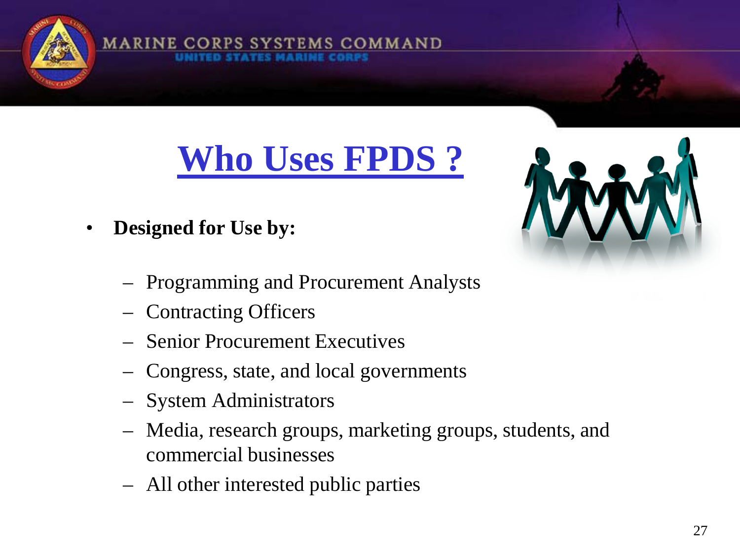# Who Uses FPDS ?

- **Designed for Use by:**
  - Programming and Procurement Analysts
  - Contracting Officers
  - Senior Procurement Executives
  - Congress, state, and local governments
  - System Administrators
  - Media, research groups, marketing groups, students, and commercial businesses
  - All other interested public parties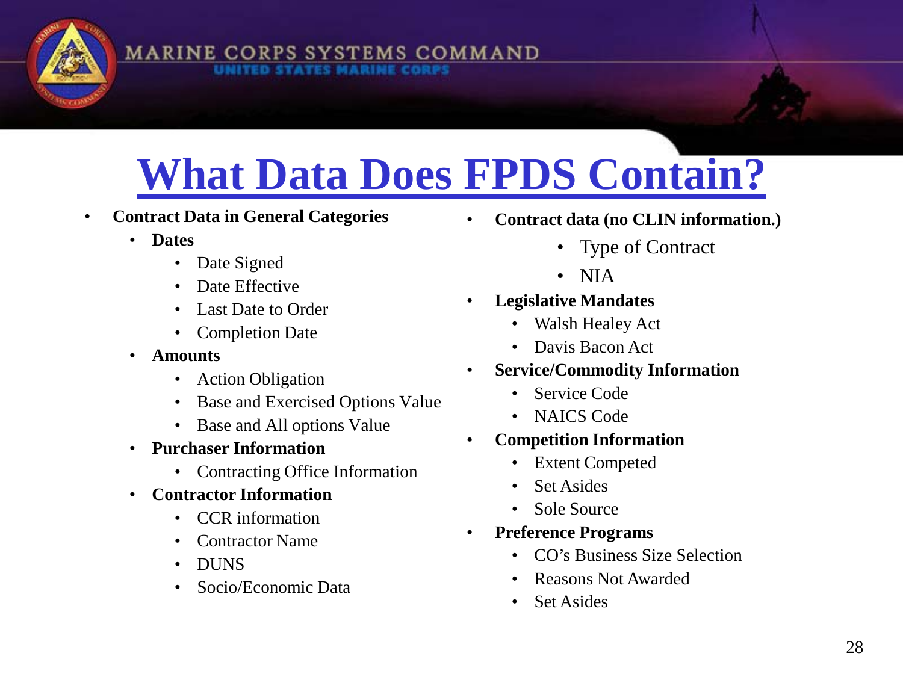# What Data Does FPDS Contain?

- **Contract Data in General Categories**
  - **Dates**
    - Date Signed
    - Date Effective
    - Last Date to Order
    - Completion Date
  - **Amounts**
    - Action Obligation
    - Base and Exercised Options Value
    - Base and All options Value
  - **Purchaser Information**
    - Contracting Office Information
  - **Contractor Information**
    - CCR information
    - Contractor Name
    - DUNS
    - Socio/Economic Data
- **Contract data (no CLIN information.)**
  - Type of Contract
  - NIA
- **Legislative Mandates**
  - Walsh Healey Act
  - Davis Bacon Act
- **Service/Commodity Information**
  - Service Code
  - NAICS Code
- **Competition Information**
  - Extent Competed
  - Set Asides
  - Sole Source
- **Preference Programs**
  - CO's Business Size Selection
  - Reasons Not Awarded
  - Set Asides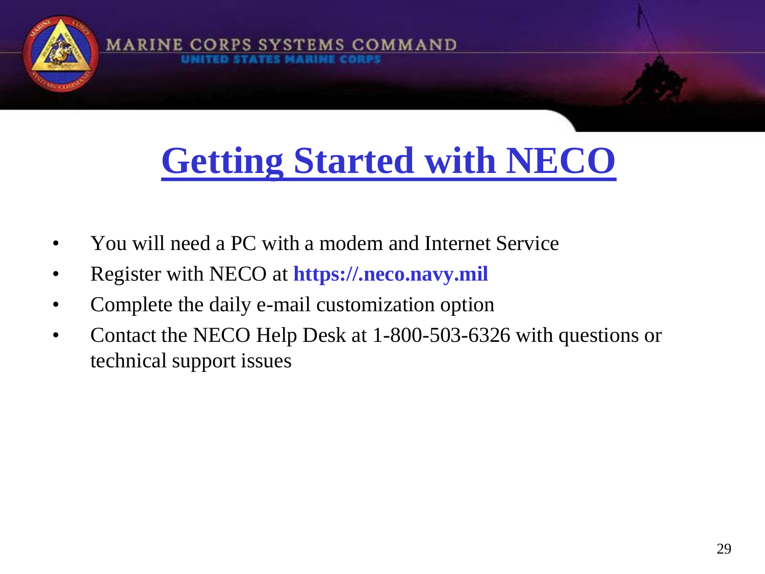# Getting Started with NECO

- You will need a PC with a modem and Internet Service
- Register with NECO at **https://.neco.navy.mil**
- Complete the daily e-mail customization option
- Contact the NECO Help Desk at 1-800-503-6326 with questions or technical support issues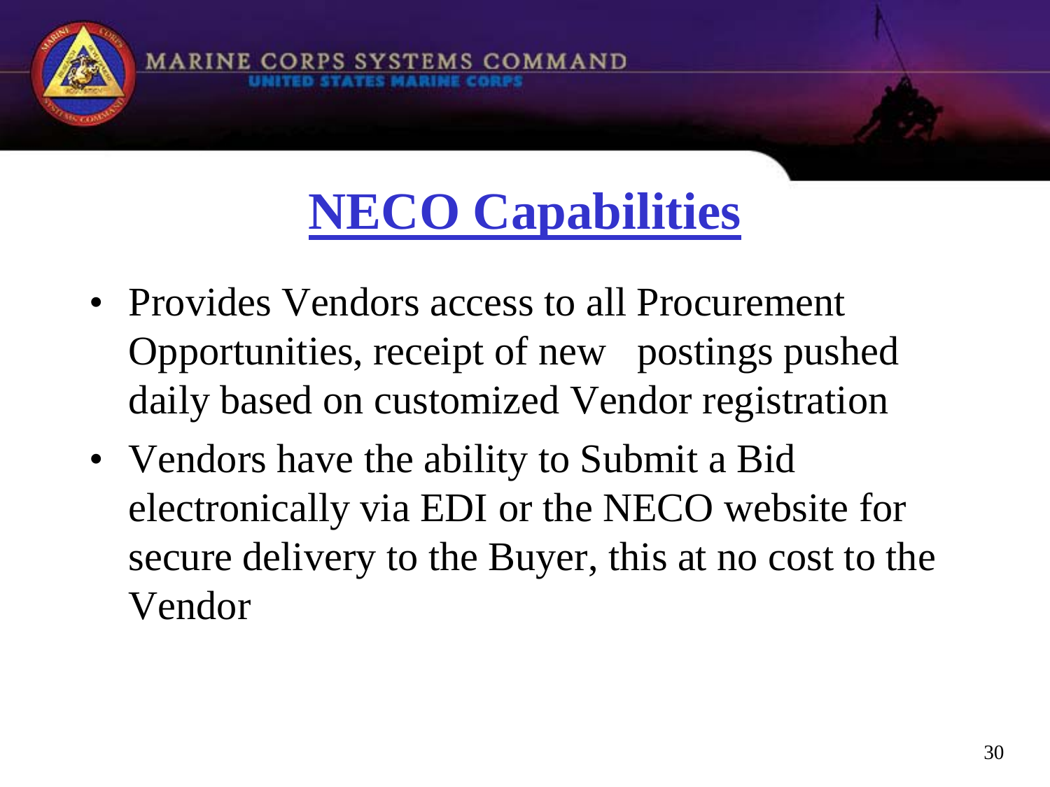# NECO Capabilities

- Provides Vendors access to all Procurement Opportunities, receipt of new postings pushed daily based on customized Vendor registration
- Vendors have the ability to Submit a Bid electronically via EDI or the NECO website for secure delivery to the Buyer, this at no cost to the Vendor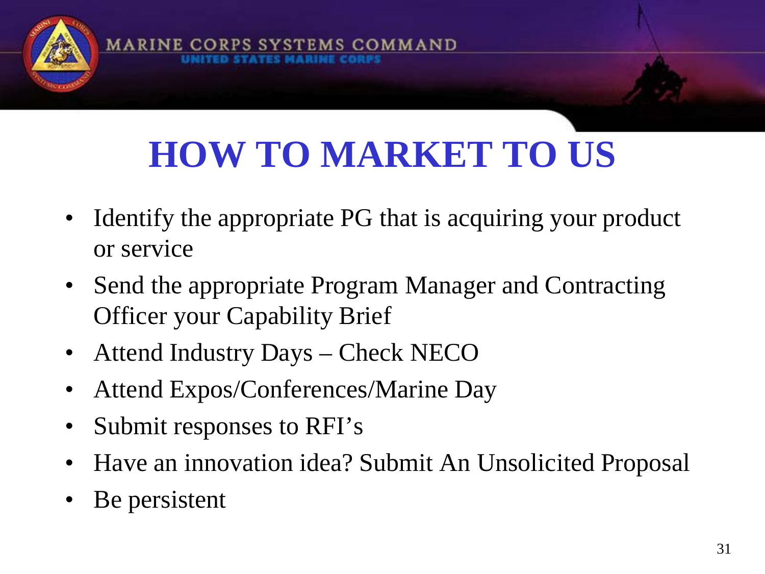# HOW TO MARKET TO US

- Identify the appropriate PG that is acquiring your product or service
- Send the appropriate Program Manager and Contracting Officer your Capability Brief
- Attend Industry Days – Check NECO
- Attend Expos/Conferences/Marine Day
- Submit responses to RFI's
- Have an innovation idea? Submit An Unsolicited Proposal
- Be persistent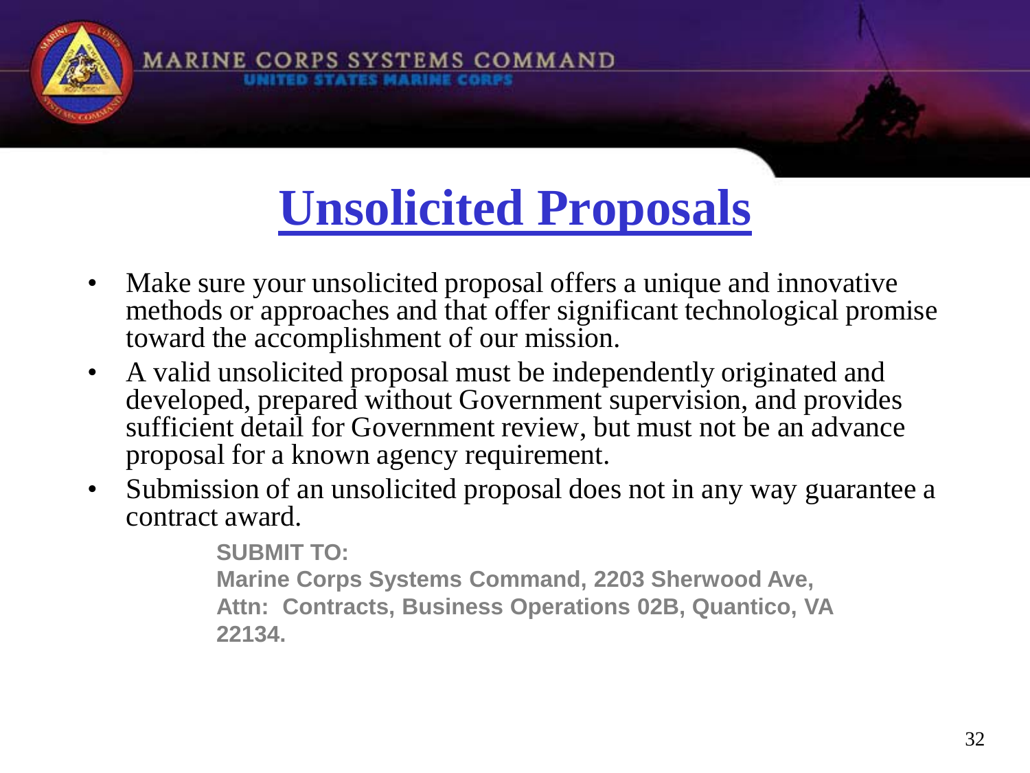# Unsolicited Proposals

- Make sure your unsolicited proposal offers a unique and innovative methods or approaches and that offer significant technological promise toward the accomplishment of our mission.
- A valid unsolicited proposal must be independently originated and developed, prepared without Government supervision, and provides sufficient detail for Government review, but must not be an advance proposal for a known agency requirement.
- Submission of an unsolicited proposal does not in any way guarantee a contract award.

**SUBMIT TO:**
**Marine Corps Systems Command, 2203 Sherwood Ave, Attn: Contracts, Business Operations 02B, Quantico, VA 22134.**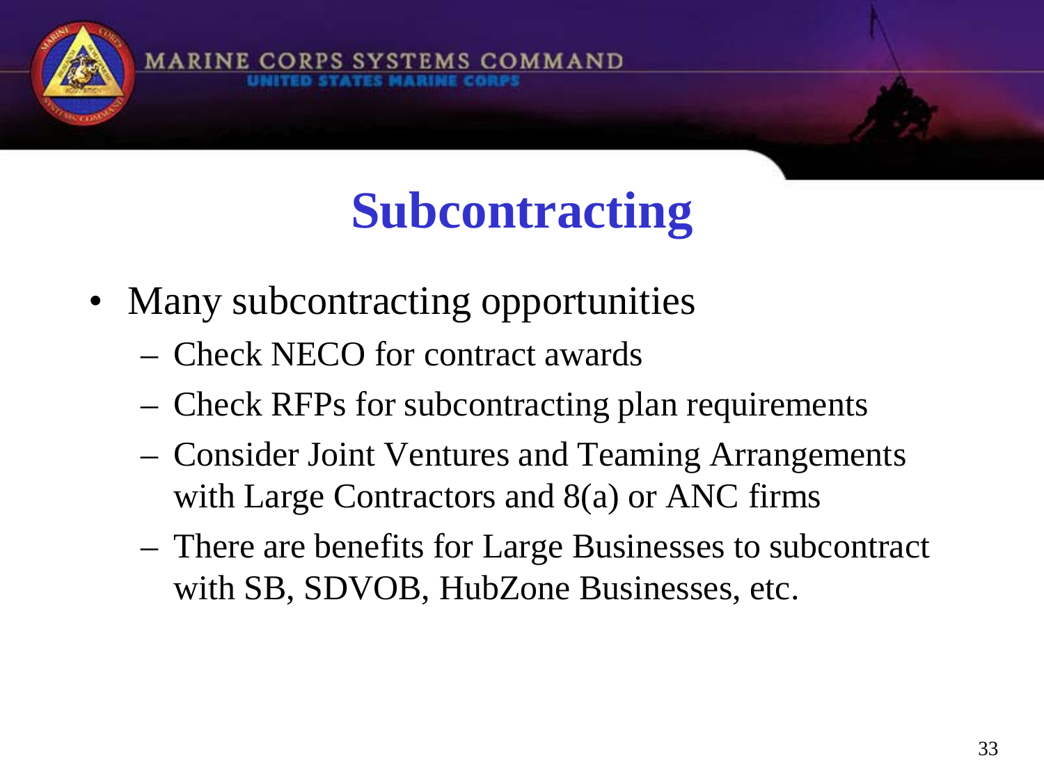# Subcontracting

- Many subcontracting opportunities
  - Check NECO for contract awards
  - Check RFPs for subcontracting plan requirements
  - Consider Joint Ventures and Teaming Arrangements with Large Contractors and 8(a) or ANC firms
  - There are benefits for Large Businesses to subcontract with SB, SDVOB, HubZone Businesses, etc.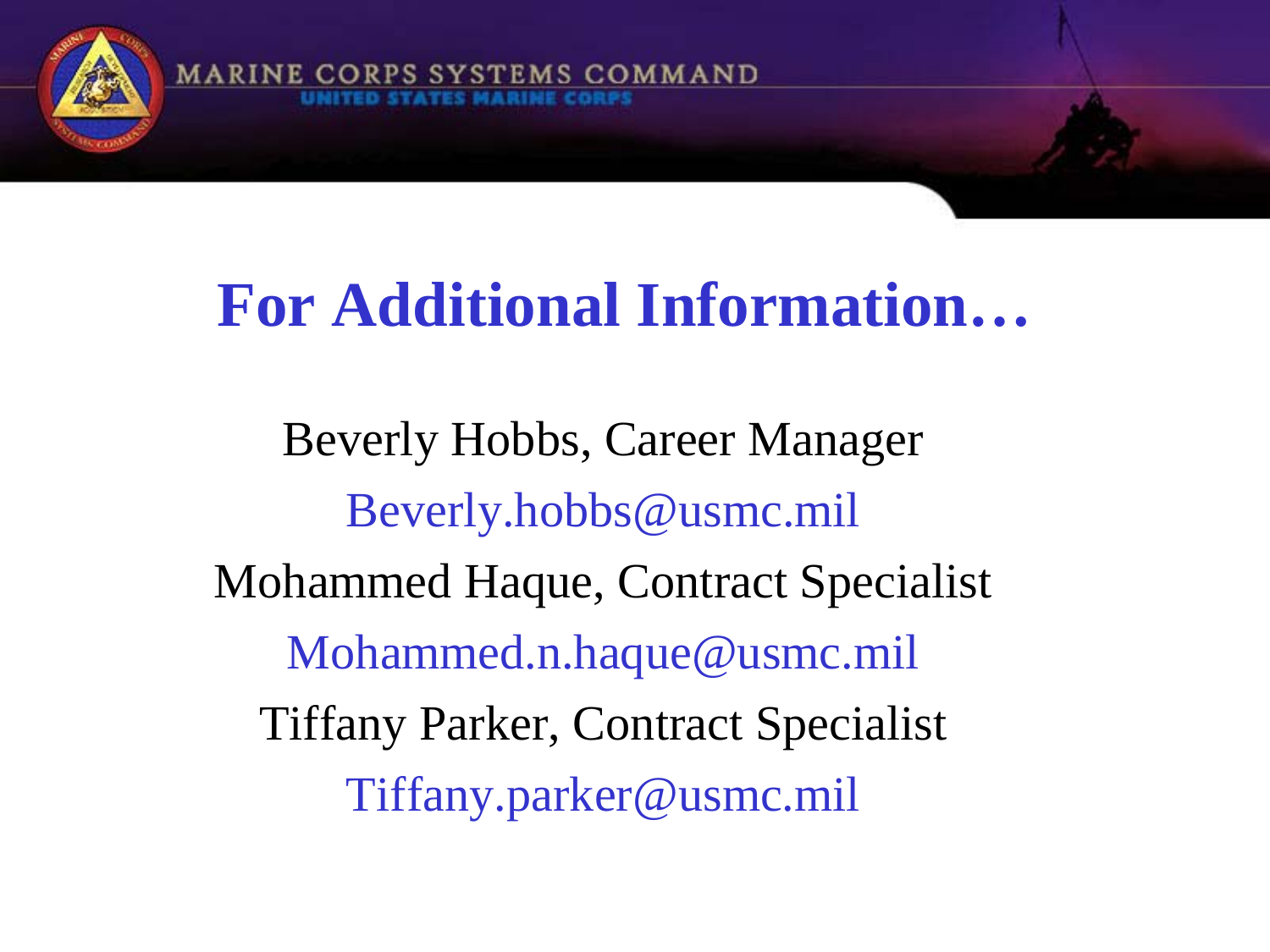# For Additional Information…

Beverly Hobbs, Career Manager

Beverly.hobbs@usmc.mil

Mohammed Haque, Contract Specialist

Mohammed.n.haque@usmc.mil

Tiffany Parker, Contract Specialist

Tiffany.parker@usmc.mil